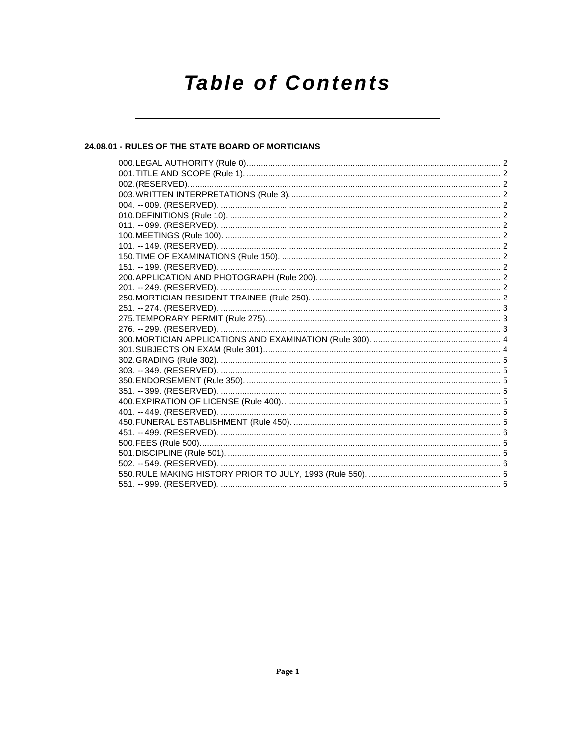# Table of Contents

## 24.08.01 - RULES OF THE STATE BOARD OF MORTICIANS

000. LEGAL AUTHORITY (Rule 0). .......... 2
001. TITLE AND SCOPE (Rule 1). .......... 2
002. (RESERVED). .......... 2
003. WRITTEN INTERPRETATIONS (Rule 3). .......... 2
004. -- 009. (RESERVED). .......... 2
010. DEFINITIONS (Rule 10). .......... 2
011. -- 099. (RESERVED). .......... 2
100. MEETINGS (Rule 100). .......... 2
101. -- 149. (RESERVED). .......... 2
150. TIME OF EXAMINATIONS (Rule 150). .......... 2
151. -- 199. (RESERVED). .......... 2
200. APPLICATION AND PHOTOGRAPH (Rule 200). .......... 2
201. -- 249. (RESERVED). .......... 2
250. MORTICIAN RESIDENT TRAINEE (Rule 250). .......... 2
251. -- 274. (RESERVED). .......... 3
275. TEMPORARY PERMIT (Rule 275). .......... 3
276. -- 299. (RESERVED). .......... 3
300. MORTICIAN APPLICATIONS AND EXAMINATION (Rule 300). .......... 4
301. SUBJECTS ON EXAM (Rule 301). .......... 4
302. GRADING (Rule 302). .......... 5
303. -- 349. (RESERVED). .......... 5
350. ENDORSEMENT (Rule 350). .......... 5
351. -- 399. (RESERVED). .......... 5
400. EXPIRATION OF LICENSE (Rule 400). .......... 5
401. -- 449. (RESERVED). .......... 5
450. FUNERAL ESTABLISHMENT (Rule 450). .......... 5
451. -- 499. (RESERVED). .......... 6
500. FEES (Rule 500). .......... 6
501. DISCIPLINE (Rule 501). .......... 6
502. -- 549. (RESERVED). .......... 6
550. RULE MAKING HISTORY PRIOR TO JULY, 1993 (Rule 550). .......... 6
551. -- 999. (RESERVED). .......... 6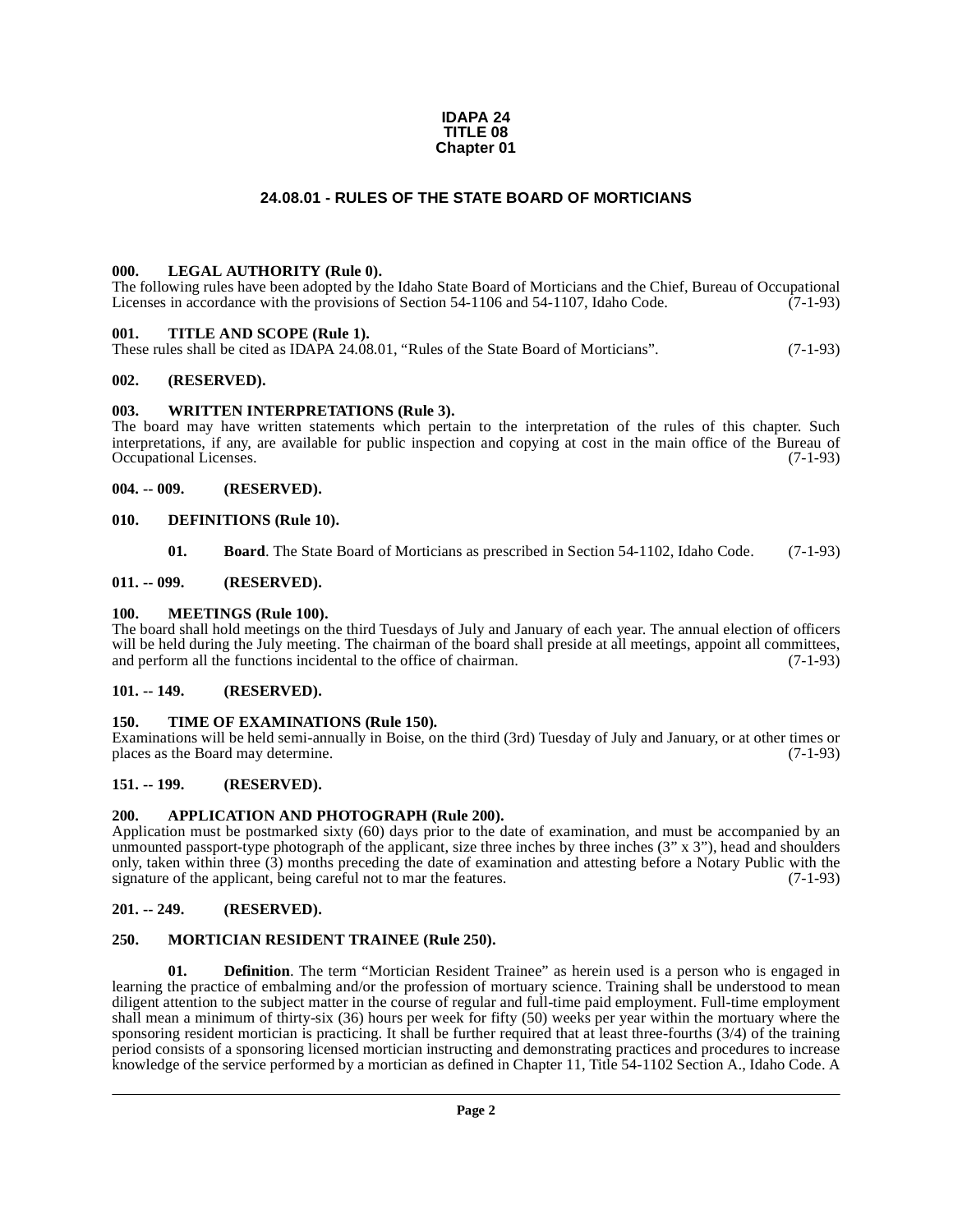# IDAPA 24
# TITLE 08
# Chapter 01

## 24.08.01 - RULES OF THE STATE BOARD OF MORTICIANS

### 000. LEGAL AUTHORITY (Rule 0).

The following rules have been adopted by the Idaho State Board of Morticians and the Chief, Bureau of Occupational Licenses in accordance with the provisions of Section 54-1106 and 54-1107, Idaho Code. (7-1-93)

### 001. TITLE AND SCOPE (Rule 1).

These rules shall be cited as IDAPA 24.08.01, "Rules of the State Board of Morticians". (7-1-93)

### 002. (RESERVED).

### 003. WRITTEN INTERPRETATIONS (Rule 3).

The board may have written statements which pertain to the interpretation of the rules of this chapter. Such interpretations, if any, are available for public inspection and copying at cost in the main office of the Bureau of Occupational Licenses. (7-1-93)

### 004. -- 009. (RESERVED).

### 010. DEFINITIONS (Rule 10).

**01. Board**. The State Board of Morticians as prescribed in Section 54-1102, Idaho Code. (7-1-93)

### 011. -- 099. (RESERVED).

### 100. MEETINGS (Rule 100).

The board shall hold meetings on the third Tuesdays of July and January of each year. The annual election of officers will be held during the July meeting. The chairman of the board shall preside at all meetings, appoint all committees, and perform all the functions incidental to the office of chairman. (7-1-93)

### 101. -- 149. (RESERVED).

### 150. TIME OF EXAMINATIONS (Rule 150).

Examinations will be held semi-annually in Boise, on the third (3rd) Tuesday of July and January, or at other times or places as the Board may determine. (7-1-93)

### 151. -- 199. (RESERVED).

### 200. APPLICATION AND PHOTOGRAPH (Rule 200).

Application must be postmarked sixty (60) days prior to the date of examination, and must be accompanied by an unmounted passport-type photograph of the applicant, size three inches by three inches (3" x 3"), head and shoulders only, taken within three (3) months preceding the date of examination and attesting before a Notary Public with the signature of the applicant, being careful not to mar the features. (7-1-93)

### 201. -- 249. (RESERVED).

### 250. MORTICIAN RESIDENT TRAINEE (Rule 250).

**01. Definition**. The term "Mortician Resident Trainee" as herein used is a person who is engaged in learning the practice of embalming and/or the profession of mortuary science. Training shall be understood to mean diligent attention to the subject matter in the course of regular and full-time paid employment. Full-time employment shall mean a minimum of thirty-six (36) hours per week for fifty (50) weeks per year within the mortuary where the sponsoring resident mortician is practicing. It shall be further required that at least three-fourths (3/4) of the training period consists of a sponsoring licensed mortician instructing and demonstrating practices and procedures to increase knowledge of the service performed by a mortician as defined in Chapter 11, Title 54-1102 Section A., Idaho Code. A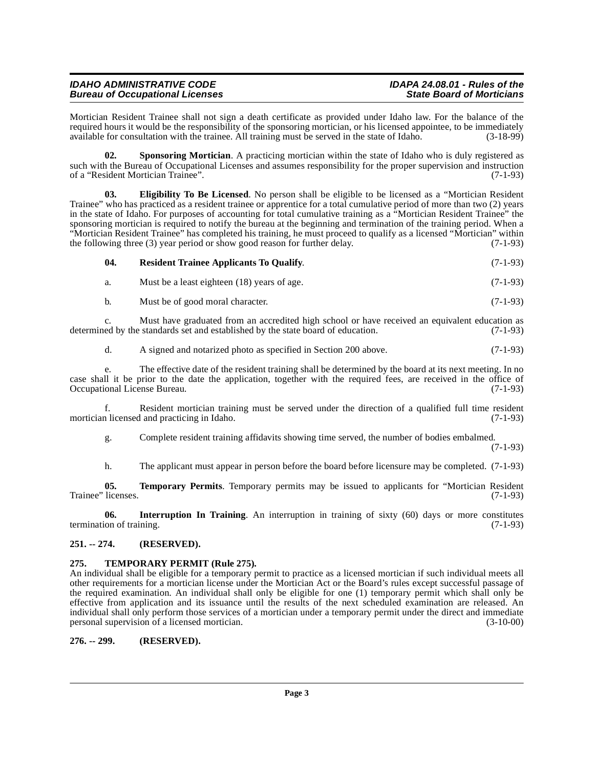Mortician Resident Trainee shall not sign a death certificate as provided under Idaho law. For the balance of the required hours it would be the responsibility of the sponsoring mortician, or his licensed appointee, to be immediately available for consultation with the trainee. All training must be served in the state of Idaho. (3-18-99)

**02. Sponsoring Mortician**. A practicing mortician within the state of Idaho who is duly registered as such with the Bureau of Occupational Licenses and assumes responsibility for the proper supervision and instruction of a "Resident Mortician Trainee". (7-1-93)

**03. Eligibility To Be Licensed**. No person shall be eligible to be licensed as a "Mortician Resident Trainee" who has practiced as a resident trainee or apprentice for a total cumulative period of more than two (2) years in the state of Idaho. For purposes of accounting for total cumulative training as a "Mortician Resident Trainee" the sponsoring mortician is required to notify the bureau at the beginning and termination of the training period. When a "Mortician Resident Trainee" has completed his training, he must proceed to qualify as a licensed "Mortician" within the following three (3) year period or show good reason for further delay. (7-1-93)

**04. Resident Trainee Applicants To Qualify**. (7-1-93)

a. Must be a least eighteen (18) years of age. (7-1-93)

b. Must be of good moral character. (7-1-93)

c. Must have graduated from an accredited high school or have received an equivalent education as determined by the standards set and established by the state board of education. (7-1-93)

d. A signed and notarized photo as specified in Section 200 above. (7-1-93)

e. The effective date of the resident training shall be determined by the board at its next meeting. In no case shall it be prior to the date the application, together with the required fees, are received in the office of Occupational License Bureau. (7-1-93)

f. Resident mortician training must be served under the direction of a qualified full time resident mortician licensed and practicing in Idaho. (7-1-93)

g. Complete resident training affidavits showing time served, the number of bodies embalmed. (7-1-93)

h. The applicant must appear in person before the board before licensure may be completed. (7-1-93)

**05. Temporary Permits**. Temporary permits may be issued to applicants for "Mortician Resident Trainee" licenses. (7-1-93)

**06. Interruption In Training**. An interruption in training of sixty (60) days or more constitutes termination of training. (7-1-93)

## 251. -- 274. (RESERVED).

## 275. TEMPORARY PERMIT (Rule 275).

An individual shall be eligible for a temporary permit to practice as a licensed mortician if such individual meets all other requirements for a mortician license under the Mortician Act or the Board's rules except successful passage of the required examination. An individual shall only be eligible for one (1) temporary permit which shall only be effective from application and its issuance until the results of the next scheduled examination are released. An individual shall only perform those services of a mortician under a temporary permit under the direct and immediate personal supervision of a licensed mortician. (3-10-00)

## 276. -- 299. (RESERVED).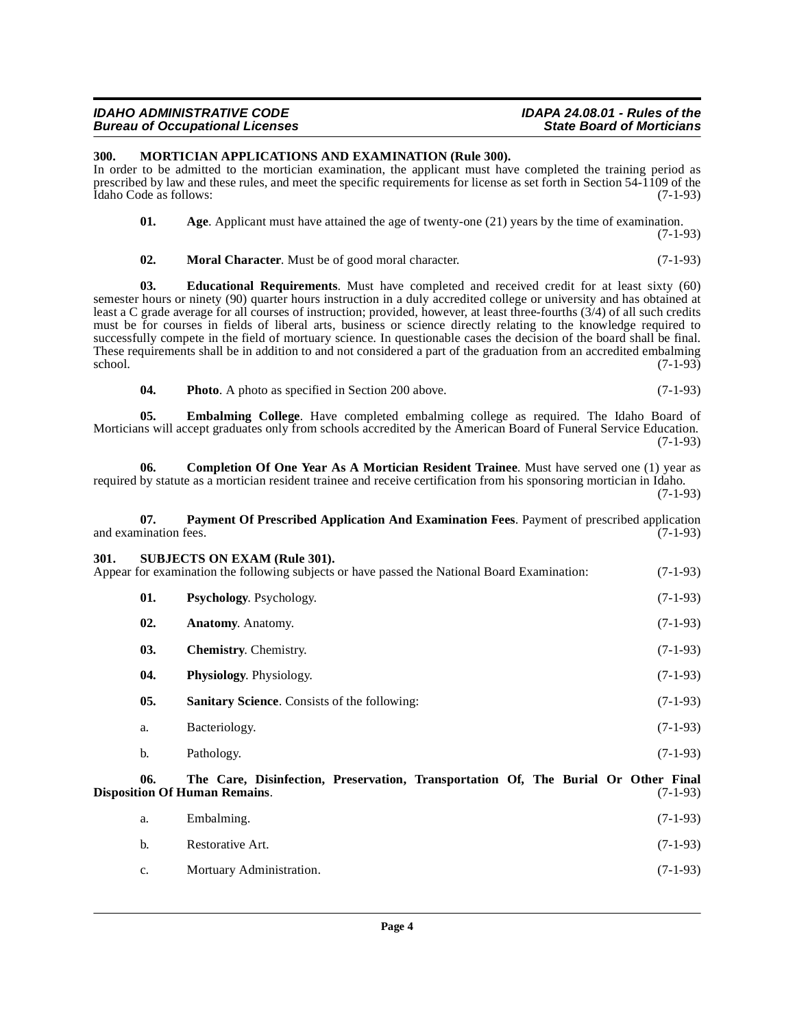## 300. MORTICIAN APPLICATIONS AND EXAMINATION (Rule 300).

In order to be admitted to the mortician examination, the applicant must have completed the training period as prescribed by law and these rules, and meet the specific requirements for license as set forth in Section 54-1109 of the Idaho Code as follows: (7-1-93)

**01. Age**. Applicant must have attained the age of twenty-one (21) years by the time of examination. (7-1-93)

**02. Moral Character**. Must be of good moral character. (7-1-93)

**03. Educational Requirements**. Must have completed and received credit for at least sixty (60) semester hours or ninety (90) quarter hours instruction in a duly accredited college or university and has obtained at least a C grade average for all courses of instruction; provided, however, at least three-fourths (3/4) of all such credits must be for courses in fields of liberal arts, business or science directly relating to the knowledge required to successfully compete in the field of mortuary science. In questionable cases the decision of the board shall be final. These requirements shall be in addition to and not considered a part of the graduation from an accredited embalming school. (7-1-93)

**04. Photo**. A photo as specified in Section 200 above. (7-1-93)

**05. Embalming College**. Have completed embalming college as required. The Idaho Board of Morticians will accept graduates only from schools accredited by the American Board of Funeral Service Education. (7-1-93)

**06. Completion Of One Year As A Mortician Resident Trainee**. Must have served one (1) year as required by statute as a mortician resident trainee and receive certification from his sponsoring mortician in Idaho. (7-1-93)

**07. Payment Of Prescribed Application And Examination Fees**. Payment of prescribed application and examination fees. (7-1-93)

## 301. SUBJECTS ON EXAM (Rule 301).

Appear for examination the following subjects or have passed the National Board Examination: (7-1-93)

**01. Psychology**. Psychology. (7-1-93)

**02. Anatomy**. Anatomy. (7-1-93)

**03. Chemistry**. Chemistry. (7-1-93)

**04. Physiology**. Physiology. (7-1-93)

**05. Sanitary Science**. Consists of the following: (7-1-93)

a. Bacteriology. (7-1-93)

b. Pathology. (7-1-93)

**06. The Care, Disinfection, Preservation, Transportation Of, The Burial Or Other Final Disposition Of Human Remains**. (7-1-93)

a. Embalming. (7-1-93)

b. Restorative Art. (7-1-93)

c. Mortuary Administration. (7-1-93)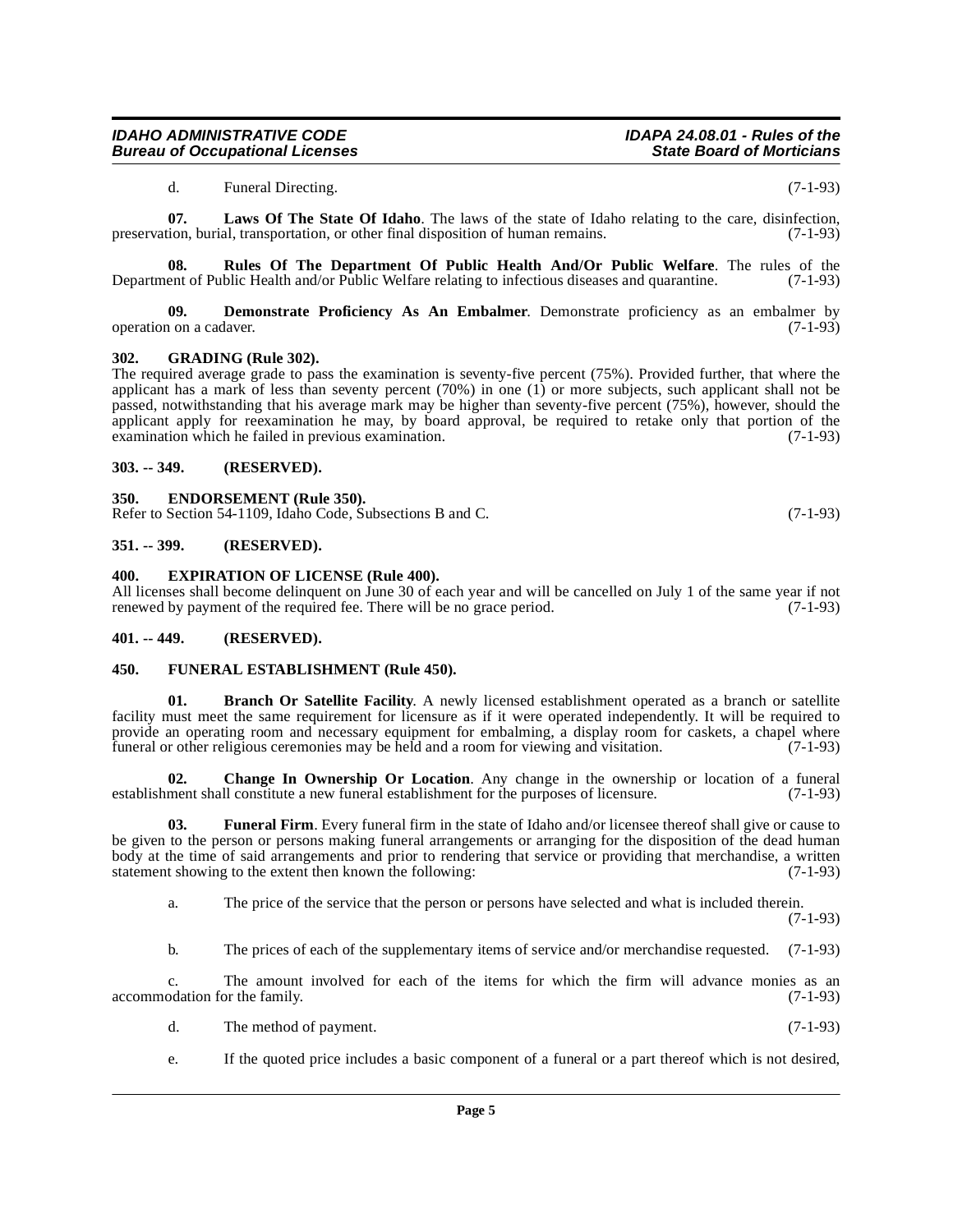d. Funeral Directing. (7-1-93)

**07. Laws Of The State Of Idaho**. The laws of the state of Idaho relating to the care, disinfection, preservation, burial, transportation, or other final disposition of human remains. (7-1-93)

**08. Rules Of The Department Of Public Health And/Or Public Welfare**. The rules of the Department of Public Health and/or Public Welfare relating to infectious diseases and quarantine. (7-1-93)

**09. Demonstrate Proficiency As An Embalmer**. Demonstrate proficiency as an embalmer by operation on a cadaver. (7-1-93)

### 302. GRADING (Rule 302).

The required average grade to pass the examination is seventy-five percent (75%). Provided further, that where the applicant has a mark of less than seventy percent (70%) in one (1) or more subjects, such applicant shall not be passed, notwithstanding that his average mark may be higher than seventy-five percent (75%), however, should the applicant apply for reexamination he may, by board approval, be required to retake only that portion of the examination which he failed in previous examination. (7-1-93)

### 303. -- 349. (RESERVED).

### 350. ENDORSEMENT (Rule 350).

Refer to Section 54-1109, Idaho Code, Subsections B and C. (7-1-93)

### 351. -- 399. (RESERVED).

### 400. EXPIRATION OF LICENSE (Rule 400).

All licenses shall become delinquent on June 30 of each year and will be cancelled on July 1 of the same year if not renewed by payment of the required fee. There will be no grace period. (7-1-93)

### 401. -- 449. (RESERVED).

### 450. FUNERAL ESTABLISHMENT (Rule 450).

**01. Branch Or Satellite Facility**. A newly licensed establishment operated as a branch or satellite facility must meet the same requirement for licensure as if it were operated independently. It will be required to provide an operating room and necessary equipment for embalming, a display room for caskets, a chapel where funeral or other religious ceremonies may be held and a room for viewing and visitation. (7-1-93)

**02. Change In Ownership Or Location**. Any change in the ownership or location of a funeral establishment shall constitute a new funeral establishment for the purposes of licensure. (7-1-93)

**03. Funeral Firm**. Every funeral firm in the state of Idaho and/or licensee thereof shall give or cause to be given to the person or persons making funeral arrangements or arranging for the disposition of the dead human body at the time of said arrangements and prior to rendering that service or providing that merchandise, a written statement showing to the extent then known the following: (7-1-93)

a. The price of the service that the person or persons have selected and what is included therein. (7-1-93)

b. The prices of each of the supplementary items of service and/or merchandise requested. (7-1-93)

c. The amount involved for each of the items for which the firm will advance monies as an accommodation for the family. (7-1-93)

d. The method of payment. (7-1-93)

e. If the quoted price includes a basic component of a funeral or a part thereof which is not desired,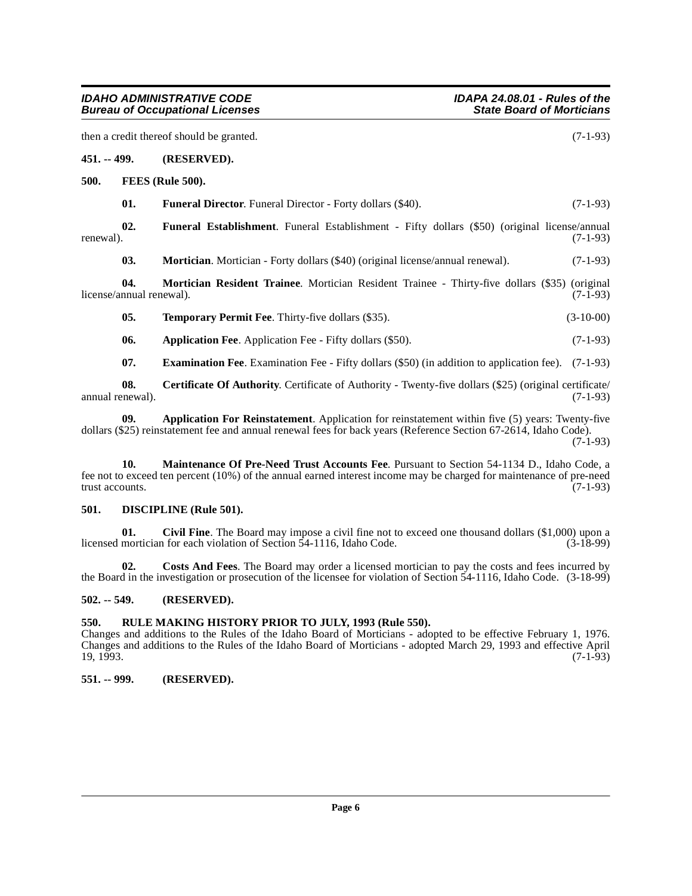then a credit thereof should be granted. (7-1-93)

**451. -- 499. (RESERVED).**

**500. FEES (Rule 500).**

**01. Funeral Director**. Funeral Director - Forty dollars ($40). (7-1-93)

**02. Funeral Establishment**. Funeral Establishment - Fifty dollars ($50) (original license/annual renewal). (7-1-93)

**03. Mortician**. Mortician - Forty dollars ($40) (original license/annual renewal). (7-1-93)

**04. Mortician Resident Trainee**. Mortician Resident Trainee - Thirty-five dollars ($35) (original license/annual renewal). (7-1-93)

**05. Temporary Permit Fee**. Thirty-five dollars ($35). (3-10-00)

**06. Application Fee**. Application Fee - Fifty dollars ($50). (7-1-93)

**07. Examination Fee**. Examination Fee - Fifty dollars ($50) (in addition to application fee). (7-1-93)

**08. Certificate Of Authority**. Certificate of Authority - Twenty-five dollars ($25) (original certificate/ annual renewal). (7-1-93)

**09. Application For Reinstatement**. Application for reinstatement within five (5) years: Twenty-five dollars ($25) reinstatement fee and annual renewal fees for back years (Reference Section 67-2614, Idaho Code). (7-1-93)

**10. Maintenance Of Pre-Need Trust Accounts Fee**. Pursuant to Section 54-1134 D., Idaho Code, a fee not to exceed ten percent (10%) of the annual earned interest income may be charged for maintenance of pre-need trust accounts. (7-1-93)

**501. DISCIPLINE (Rule 501).**

**01. Civil Fine**. The Board may impose a civil fine not to exceed one thousand dollars ($1,000) upon a licensed mortician for each violation of Section 54-1116, Idaho Code. (3-18-99)

**02. Costs And Fees**. The Board may order a licensed mortician to pay the costs and fees incurred by the Board in the investigation or prosecution of the licensee for violation of Section 54-1116, Idaho Code. (3-18-99)

**502. -- 549. (RESERVED).**

**550. RULE MAKING HISTORY PRIOR TO JULY, 1993 (Rule 550).**

Changes and additions to the Rules of the Idaho Board of Morticians - adopted to be effective February 1, 1976. Changes and additions to the Rules of the Idaho Board of Morticians - adopted March 29, 1993 and effective April 19, 1993. (7-1-93)

**551. -- 999. (RESERVED).**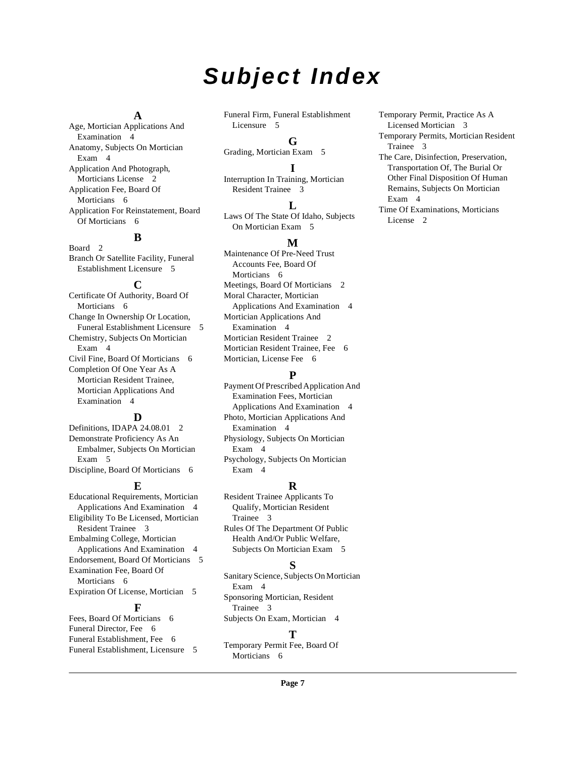# Subject Index

### A

Age, Mortician Applications And Examination 4
Anatomy, Subjects On Mortician Exam 4
Application And Photograph, Morticians License 2
Application Fee, Board Of Morticians 6
Application For Reinstatement, Board Of Morticians 6

### B

Board 2
Branch Or Satellite Facility, Funeral Establishment Licensure 5

### C

Certificate Of Authority, Board Of Morticians 6
Change In Ownership Or Location, Funeral Establishment Licensure 5
Chemistry, Subjects On Mortician Exam 4
Civil Fine, Board Of Morticians 6
Completion Of One Year As A Mortician Resident Trainee, Mortician Applications And Examination 4

### D

Definitions, IDAPA 24.08.01 2
Demonstrate Proficiency As An Embalmer, Subjects On Mortician Exam 5
Discipline, Board Of Morticians 6

### E

Educational Requirements, Mortician Applications And Examination 4
Eligibility To Be Licensed, Mortician Resident Trainee 3
Embalming College, Mortician Applications And Examination 4
Endorsement, Board Of Morticians 5
Examination Fee, Board Of Morticians 6
Expiration Of License, Mortician 5

### F

Fees, Board Of Morticians 6
Funeral Director, Fee 6
Funeral Establishment, Fee 6
Funeral Establishment, Licensure 5
Funeral Firm, Funeral Establishment Licensure 5

### G

Grading, Mortician Exam 5

### I

Interruption In Training, Mortician Resident Trainee 3

### L

Laws Of The State Of Idaho, Subjects On Mortician Exam 5

### M

Maintenance Of Pre-Need Trust Accounts Fee, Board Of Morticians 6
Meetings, Board Of Morticians 2
Moral Character, Mortician Applications And Examination 4
Mortician Applications And Examination 4
Mortician Resident Trainee 2
Mortician Resident Trainee, Fee 6
Mortician, License Fee 6

### P

Payment Of Prescribed Application And Examination Fees, Mortician Applications And Examination 4
Photo, Mortician Applications And Examination 4
Physiology, Subjects On Mortician Exam 4
Psychology, Subjects On Mortician Exam 4

### R

Resident Trainee Applicants To Qualify, Mortician Resident Trainee 3
Rules Of The Department Of Public Health And/Or Public Welfare, Subjects On Mortician Exam 5

### S

Sanitary Science, Subjects On Mortician Exam 4
Sponsoring Mortician, Resident Trainee 3
Subjects On Exam, Mortician 4

### T

Temporary Permit Fee, Board Of Morticians 6
Temporary Permit, Practice As A Licensed Mortician 3
Temporary Permits, Mortician Resident Trainee 3
The Care, Disinfection, Preservation, Transportation Of, The Burial Or Other Final Disposition Of Human Remains, Subjects On Mortician Exam 4
Time Of Examinations, Morticians License 2